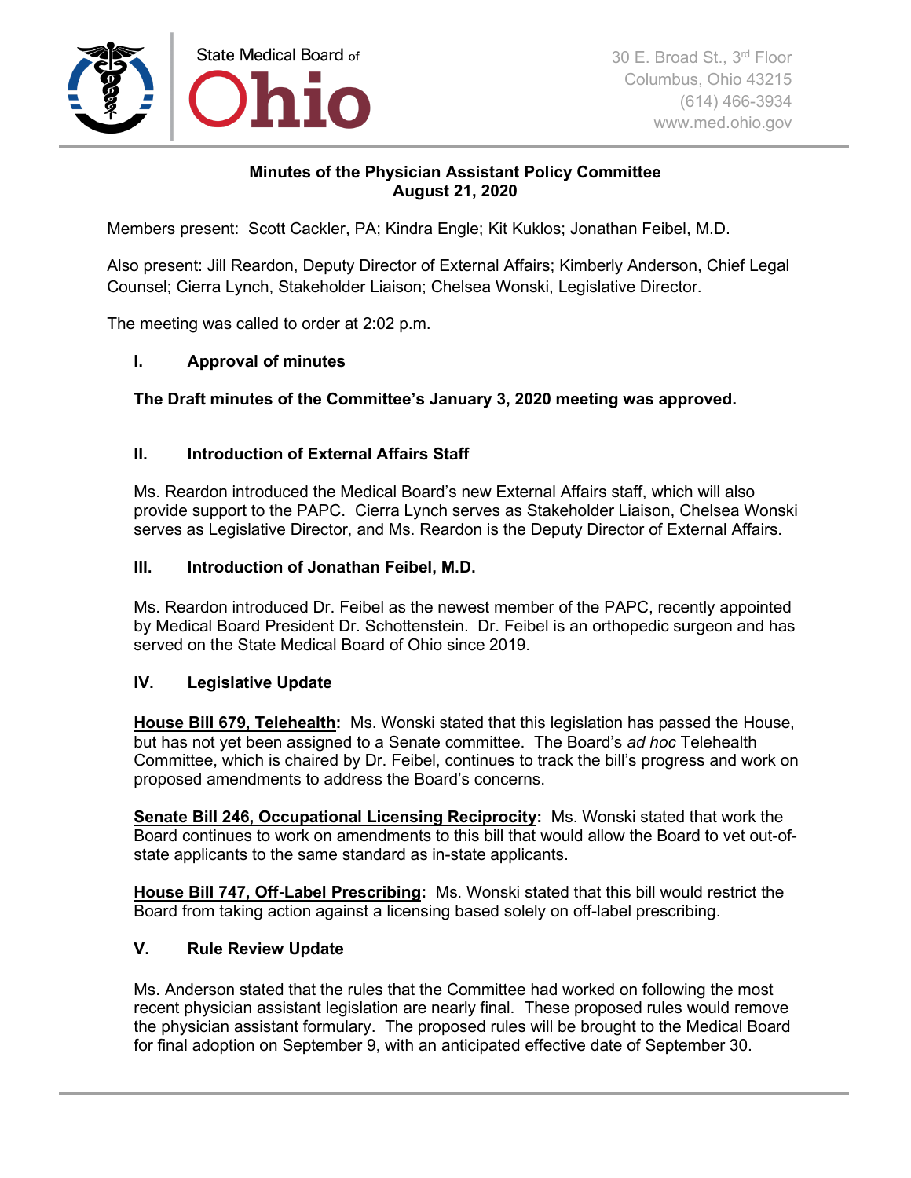State Medical Board of **Ohio**

30 E. Broad St., 3rd Floor
Columbus, Ohio 43215
(614) 466-3934
www.med.ohio.gov

**Minutes of the Physician Assistant Policy Committee**
**August 21, 2020**

Members present: Scott Cackler, PA; Kindra Engle; Kit Kuklos; Jonathan Feibel, M.D.

Also present: Jill Reardon, Deputy Director of External Affairs; Kimberly Anderson, Chief Legal Counsel; Cierra Lynch, Stakeholder Liaison; Chelsea Wonski, Legislative Director.

The meeting was called to order at 2:02 p.m.

## I. Approval of minutes

**The Draft minutes of the Committee's January 3, 2020 meeting was approved.**

## II. Introduction of External Affairs Staff

Ms. Reardon introduced the Medical Board's new External Affairs staff, which will also provide support to the PAPC. Cierra Lynch serves as Stakeholder Liaison, Chelsea Wonski serves as Legislative Director, and Ms. Reardon is the Deputy Director of External Affairs.

## III. Introduction of Jonathan Feibel, M.D.

Ms. Reardon introduced Dr. Feibel as the newest member of the PAPC, recently appointed by Medical Board President Dr. Schottenstein. Dr. Feibel is an orthopedic surgeon and has served on the State Medical Board of Ohio since 2019.

## IV. Legislative Update

**House Bill 679, Telehealth:** Ms. Wonski stated that this legislation has passed the House, but has not yet been assigned to a Senate committee. The Board's *ad hoc* Telehealth Committee, which is chaired by Dr. Feibel, continues to track the bill's progress and work on proposed amendments to address the Board's concerns.

**Senate Bill 246, Occupational Licensing Reciprocity:** Ms. Wonski stated that work the Board continues to work on amendments to this bill that would allow the Board to vet out-of-state applicants to the same standard as in-state applicants.

**House Bill 747, Off-Label Prescribing:** Ms. Wonski stated that this bill would restrict the Board from taking action against a licensing based solely on off-label prescribing.

## V. Rule Review Update

Ms. Anderson stated that the rules that the Committee had worked on following the most recent physician assistant legislation are nearly final. These proposed rules would remove the physician assistant formulary. The proposed rules will be brought to the Medical Board for final adoption on September 9, with an anticipated effective date of September 30.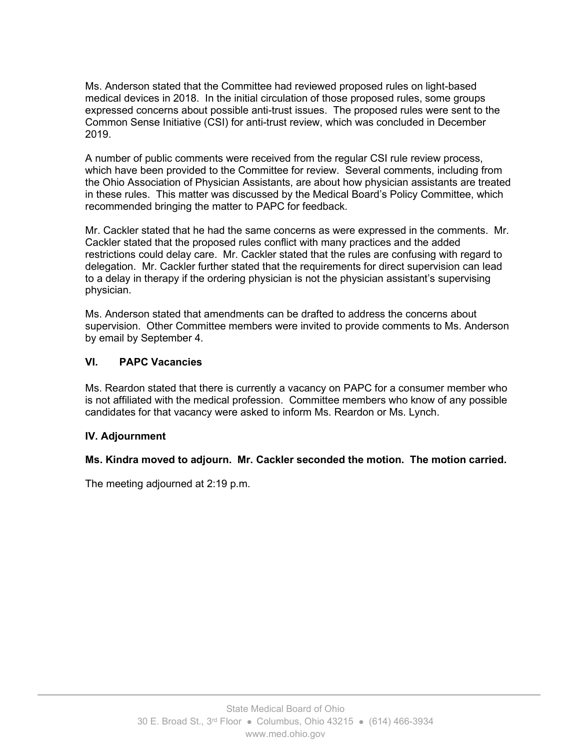Ms. Anderson stated that the Committee had reviewed proposed rules on light-based medical devices in 2018. In the initial circulation of those proposed rules, some groups expressed concerns about possible anti-trust issues. The proposed rules were sent to the Common Sense Initiative (CSI) for anti-trust review, which was concluded in December 2019.

A number of public comments were received from the regular CSI rule review process, which have been provided to the Committee for review. Several comments, including from the Ohio Association of Physician Assistants, are about how physician assistants are treated in these rules. This matter was discussed by the Medical Board's Policy Committee, which recommended bringing the matter to PAPC for feedback.

Mr. Cackler stated that he had the same concerns as were expressed in the comments. Mr. Cackler stated that the proposed rules conflict with many practices and the added restrictions could delay care. Mr. Cackler stated that the rules are confusing with regard to delegation. Mr. Cackler further stated that the requirements for direct supervision can lead to a delay in therapy if the ordering physician is not the physician assistant's supervising physician.

Ms. Anderson stated that amendments can be drafted to address the concerns about supervision. Other Committee members were invited to provide comments to Ms. Anderson by email by September 4.

### VI. PAPC Vacancies

Ms. Reardon stated that there is currently a vacancy on PAPC for a consumer member who is not affiliated with the medical profession. Committee members who know of any possible candidates for that vacancy were asked to inform Ms. Reardon or Ms. Lynch.

### IV. Adjournment

**Ms. Kindra moved to adjourn. Mr. Cackler seconded the motion. The motion carried.**

The meeting adjourned at 2:19 p.m.